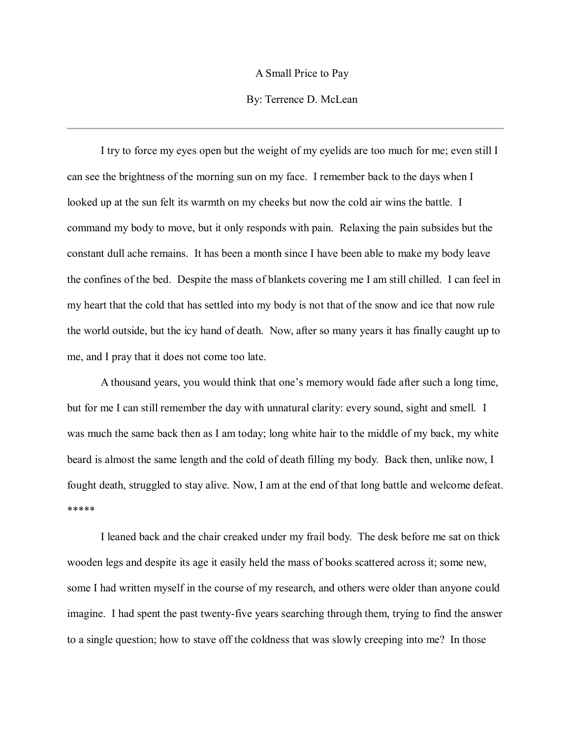# A Small Price to Pay

By: Terrence D. McLean

---

I try to force my eyes open but the weight of my eyelids are too much for me; even still I can see the brightness of the morning sun on my face. I remember back to the days when I looked up at the sun felt its warmth on my cheeks but now the cold air wins the battle. I command my body to move, but it only responds with pain. Relaxing the pain subsides but the constant dull ache remains. It has been a month since I have been able to make my body leave the confines of the bed. Despite the mass of blankets covering me I am still chilled. I can feel in my heart that the cold that has settled into my body is not that of the snow and ice that now rule the world outside, but the icy hand of death. Now, after so many years it has finally caught up to me, and I pray that it does not come too late.

A thousand years, you would think that one's memory would fade after such a long time, but for me I can still remember the day with unnatural clarity: every sound, sight and smell. I was much the same back then as I am today; long white hair to the middle of my back, my white beard is almost the same length and the cold of death filling my body. Back then, unlike now, I fought death, struggled to stay alive. Now, I am at the end of that long battle and welcome defeat.

*****

I leaned back and the chair creaked under my frail body. The desk before me sat on thick wooden legs and despite its age it easily held the mass of books scattered across it; some new, some I had written myself in the course of my research, and others were older than anyone could imagine. I had spent the past twenty-five years searching through them, trying to find the answer to a single question; how to stave off the coldness that was slowly creeping into me? In those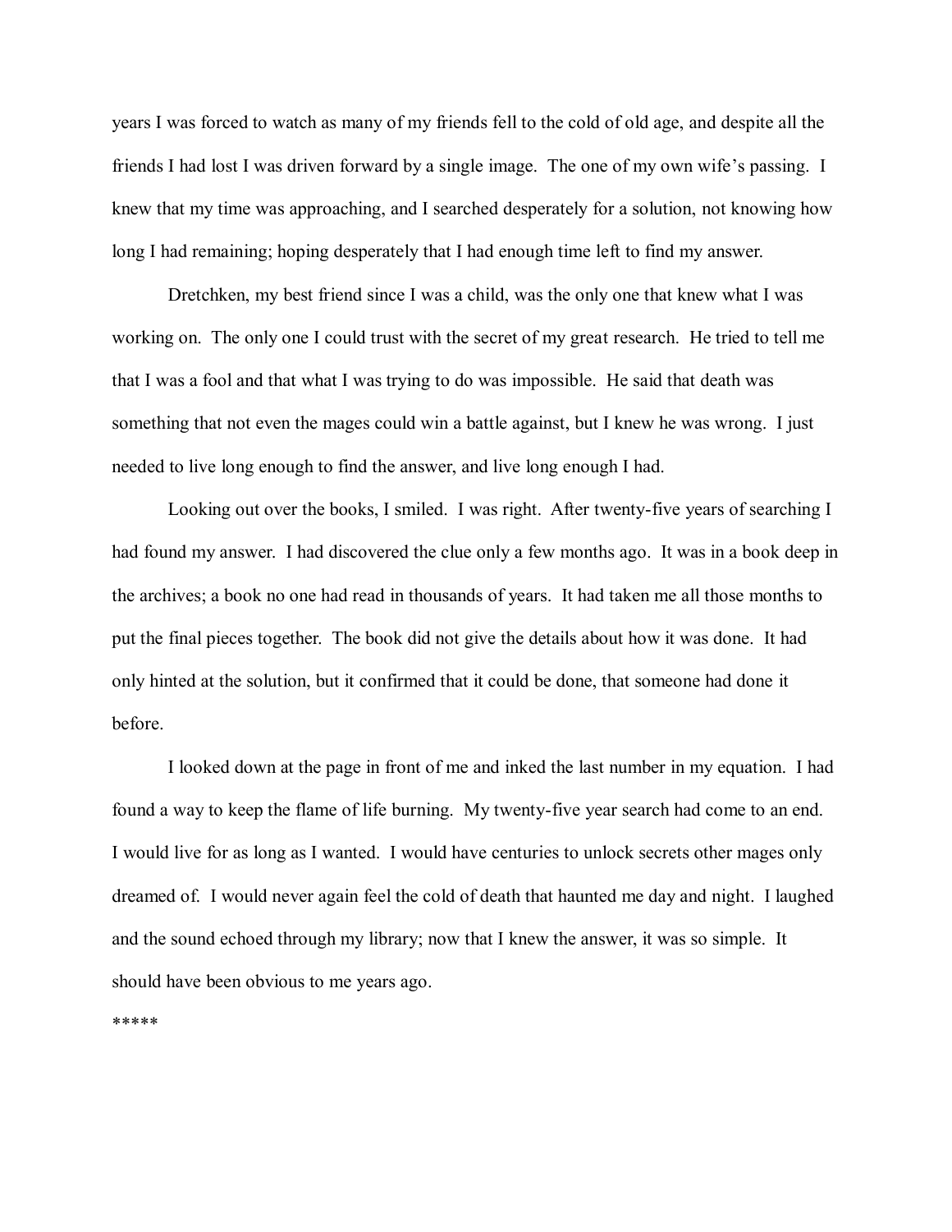years I was forced to watch as many of my friends fell to the cold of old age, and despite all the friends I had lost I was driven forward by a single image. The one of my own wife's passing. I knew that my time was approaching, and I searched desperately for a solution, not knowing how long I had remaining; hoping desperately that I had enough time left to find my answer.

Dretchken, my best friend since I was a child, was the only one that knew what I was working on. The only one I could trust with the secret of my great research. He tried to tell me that I was a fool and that what I was trying to do was impossible. He said that death was something that not even the mages could win a battle against, but I knew he was wrong. I just needed to live long enough to find the answer, and live long enough I had.

Looking out over the books, I smiled. I was right. After twenty-five years of searching I had found my answer. I had discovered the clue only a few months ago. It was in a book deep in the archives; a book no one had read in thousands of years. It had taken me all those months to put the final pieces together. The book did not give the details about how it was done. It had only hinted at the solution, but it confirmed that it could be done, that someone had done it before.

I looked down at the page in front of me and inked the last number in my equation. I had found a way to keep the flame of life burning. My twenty-five year search had come to an end. I would live for as long as I wanted. I would have centuries to unlock secrets other mages only dreamed of. I would never again feel the cold of death that haunted me day and night. I laughed and the sound echoed through my library; now that I knew the answer, it was so simple. It should have been obvious to me years ago.

*****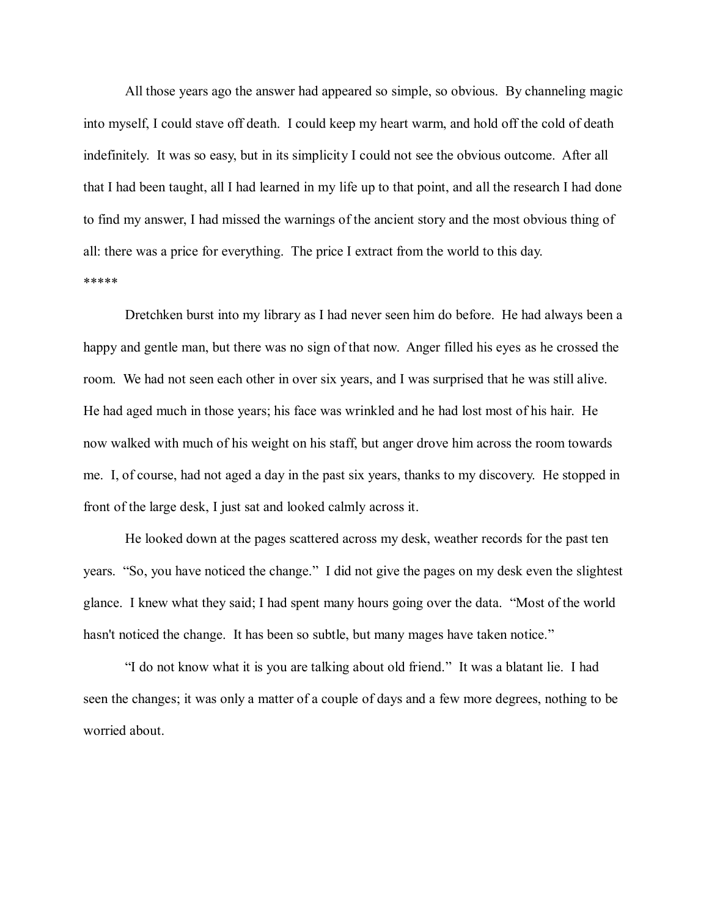All those years ago the answer had appeared so simple, so obvious. By channeling magic into myself, I could stave off death. I could keep my heart warm, and hold off the cold of death indefinitely. It was so easy, but in its simplicity I could not see the obvious outcome. After all that I had been taught, all I had learned in my life up to that point, and all the research I had done to find my answer, I had missed the warnings of the ancient story and the most obvious thing of all: there was a price for everything. The price I extract from the world to this day.

*****

Dretchken burst into my library as I had never seen him do before. He had always been a happy and gentle man, but there was no sign of that now. Anger filled his eyes as he crossed the room. We had not seen each other in over six years, and I was surprised that he was still alive. He had aged much in those years; his face was wrinkled and he had lost most of his hair. He now walked with much of his weight on his staff, but anger drove him across the room towards me. I, of course, had not aged a day in the past six years, thanks to my discovery. He stopped in front of the large desk, I just sat and looked calmly across it.

He looked down at the pages scattered across my desk, weather records for the past ten years. "So, you have noticed the change." I did not give the pages on my desk even the slightest glance. I knew what they said; I had spent many hours going over the data. "Most of the world hasn't noticed the change. It has been so subtle, but many mages have taken notice."

"I do not know what it is you are talking about old friend." It was a blatant lie. I had seen the changes; it was only a matter of a couple of days and a few more degrees, nothing to be worried about.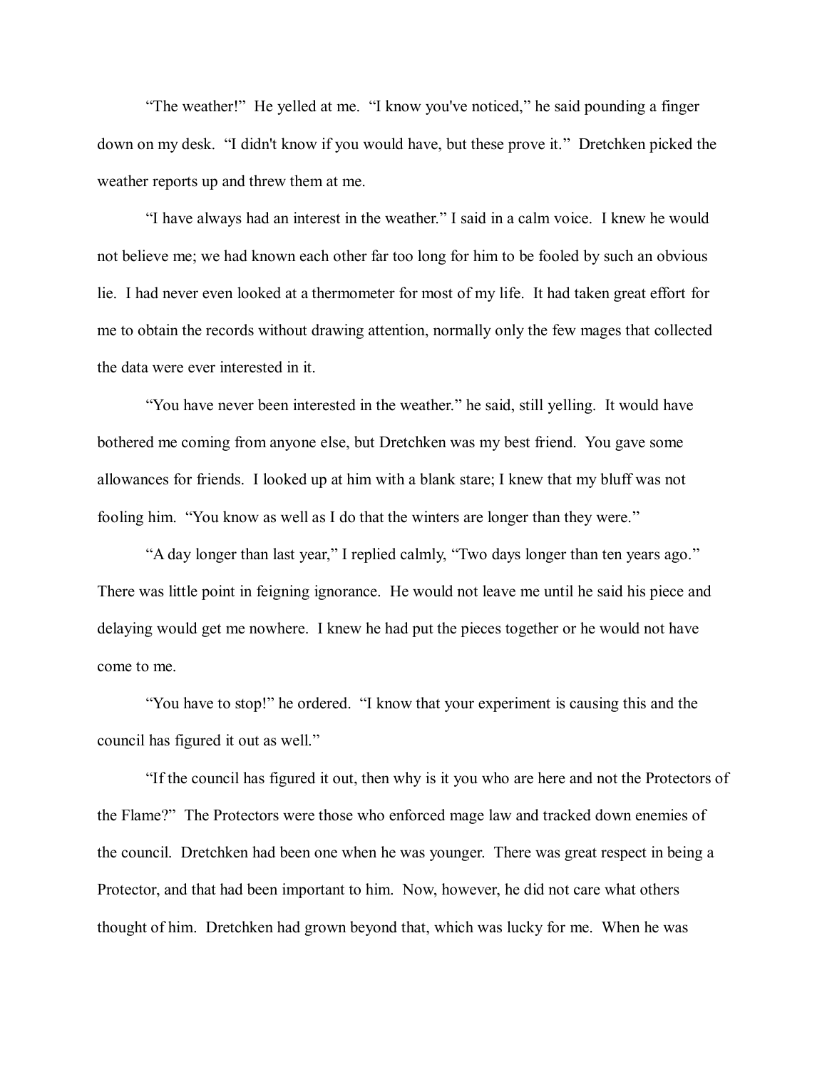"The weather!" He yelled at me. "I know you've noticed," he said pounding a finger down on my desk. "I didn't know if you would have, but these prove it." Dretchken picked the weather reports up and threw them at me.

"I have always had an interest in the weather." I said in a calm voice. I knew he would not believe me; we had known each other far too long for him to be fooled by such an obvious lie. I had never even looked at a thermometer for most of my life. It had taken great effort for me to obtain the records without drawing attention, normally only the few mages that collected the data were ever interested in it.

"You have never been interested in the weather." he said, still yelling. It would have bothered me coming from anyone else, but Dretchken was my best friend. You gave some allowances for friends. I looked up at him with a blank stare; I knew that my bluff was not fooling him. "You know as well as I do that the winters are longer than they were."

"A day longer than last year," I replied calmly, "Two days longer than ten years ago." There was little point in feigning ignorance. He would not leave me until he said his piece and delaying would get me nowhere. I knew he had put the pieces together or he would not have come to me.

"You have to stop!" he ordered. "I know that your experiment is causing this and the council has figured it out as well."

"If the council has figured it out, then why is it you who are here and not the Protectors of the Flame?" The Protectors were those who enforced mage law and tracked down enemies of the council. Dretchken had been one when he was younger. There was great respect in being a Protector, and that had been important to him. Now, however, he did not care what others thought of him. Dretchken had grown beyond that, which was lucky for me. When he was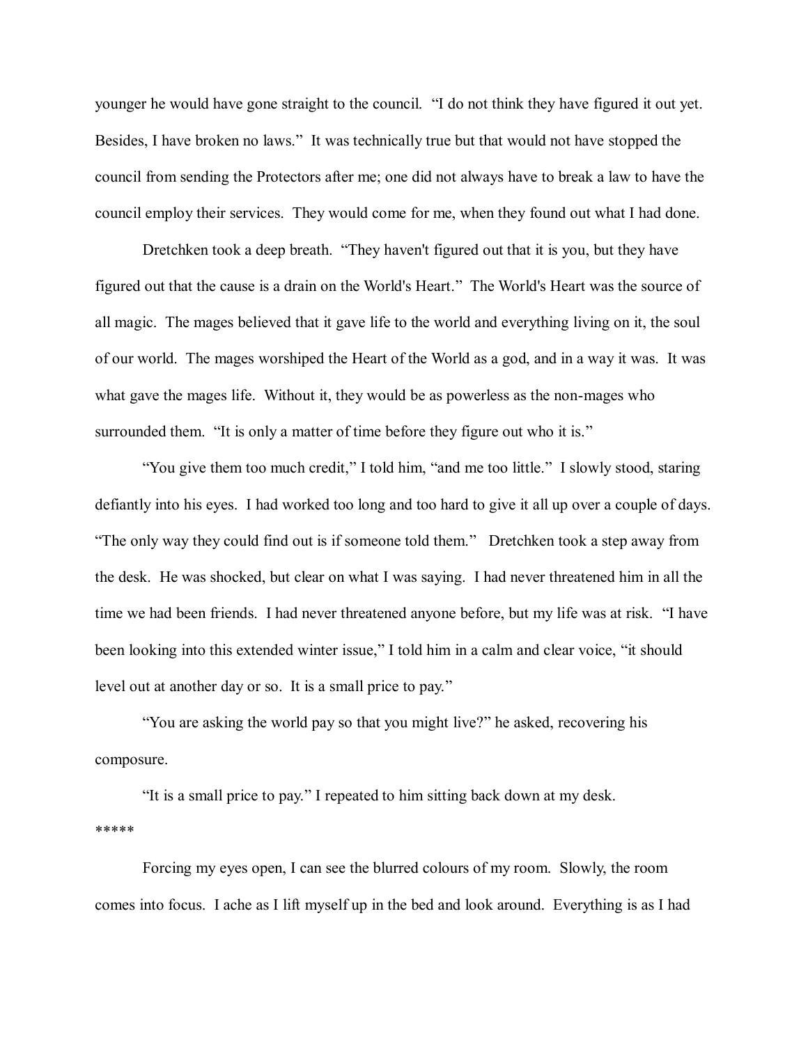younger he would have gone straight to the council. "I do not think they have figured it out yet. Besides, I have broken no laws." It was technically true but that would not have stopped the council from sending the Protectors after me; one did not always have to break a law to have the council employ their services. They would come for me, when they found out what I had done.

Dretchken took a deep breath. "They haven't figured out that it is you, but they have figured out that the cause is a drain on the World's Heart." The World's Heart was the source of all magic. The mages believed that it gave life to the world and everything living on it, the soul of our world. The mages worshiped the Heart of the World as a god, and in a way it was. It was what gave the mages life. Without it, they would be as powerless as the non-mages who surrounded them. "It is only a matter of time before they figure out who it is."

"You give them too much credit," I told him, "and me too little." I slowly stood, staring defiantly into his eyes. I had worked too long and too hard to give it all up over a couple of days. "The only way they could find out is if someone told them." Dretchken took a step away from the desk. He was shocked, but clear on what I was saying. I had never threatened him in all the time we had been friends. I had never threatened anyone before, but my life was at risk. "I have been looking into this extended winter issue," I told him in a calm and clear voice, "it should level out at another day or so. It is a small price to pay."

"You are asking the world pay so that you might live?" he asked, recovering his composure.

"It is a small price to pay." I repeated to him sitting back down at my desk.

*****

Forcing my eyes open, I can see the blurred colours of my room. Slowly, the room comes into focus. I ache as I lift myself up in the bed and look around. Everything is as I had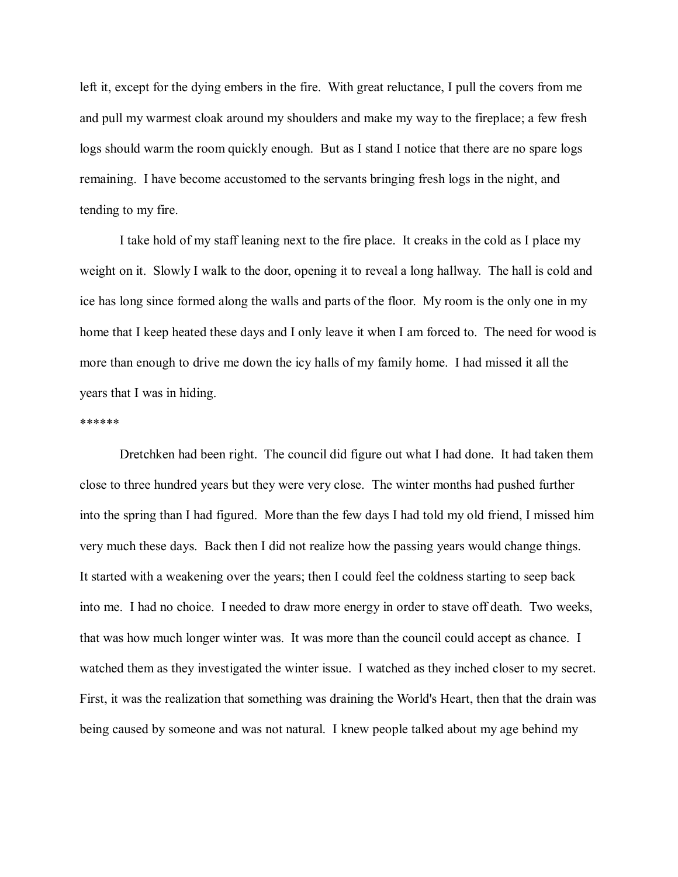left it, except for the dying embers in the fire. With great reluctance, I pull the covers from me and pull my warmest cloak around my shoulders and make my way to the fireplace; a few fresh logs should warm the room quickly enough. But as I stand I notice that there are no spare logs remaining. I have become accustomed to the servants bringing fresh logs in the night, and tending to my fire.

I take hold of my staff leaning next to the fire place. It creaks in the cold as I place my weight on it. Slowly I walk to the door, opening it to reveal a long hallway. The hall is cold and ice has long since formed along the walls and parts of the floor. My room is the only one in my home that I keep heated these days and I only leave it when I am forced to. The need for wood is more than enough to drive me down the icy halls of my family home. I had missed it all the years that I was in hiding.

******

Dretchken had been right. The council did figure out what I had done. It had taken them close to three hundred years but they were very close. The winter months had pushed further into the spring than I had figured. More than the few days I had told my old friend, I missed him very much these days. Back then I did not realize how the passing years would change things. It started with a weakening over the years; then I could feel the coldness starting to seep back into me. I had no choice. I needed to draw more energy in order to stave off death. Two weeks, that was how much longer winter was. It was more than the council could accept as chance. I watched them as they investigated the winter issue. I watched as they inched closer to my secret. First, it was the realization that something was draining the World's Heart, then that the drain was being caused by someone and was not natural. I knew people talked about my age behind my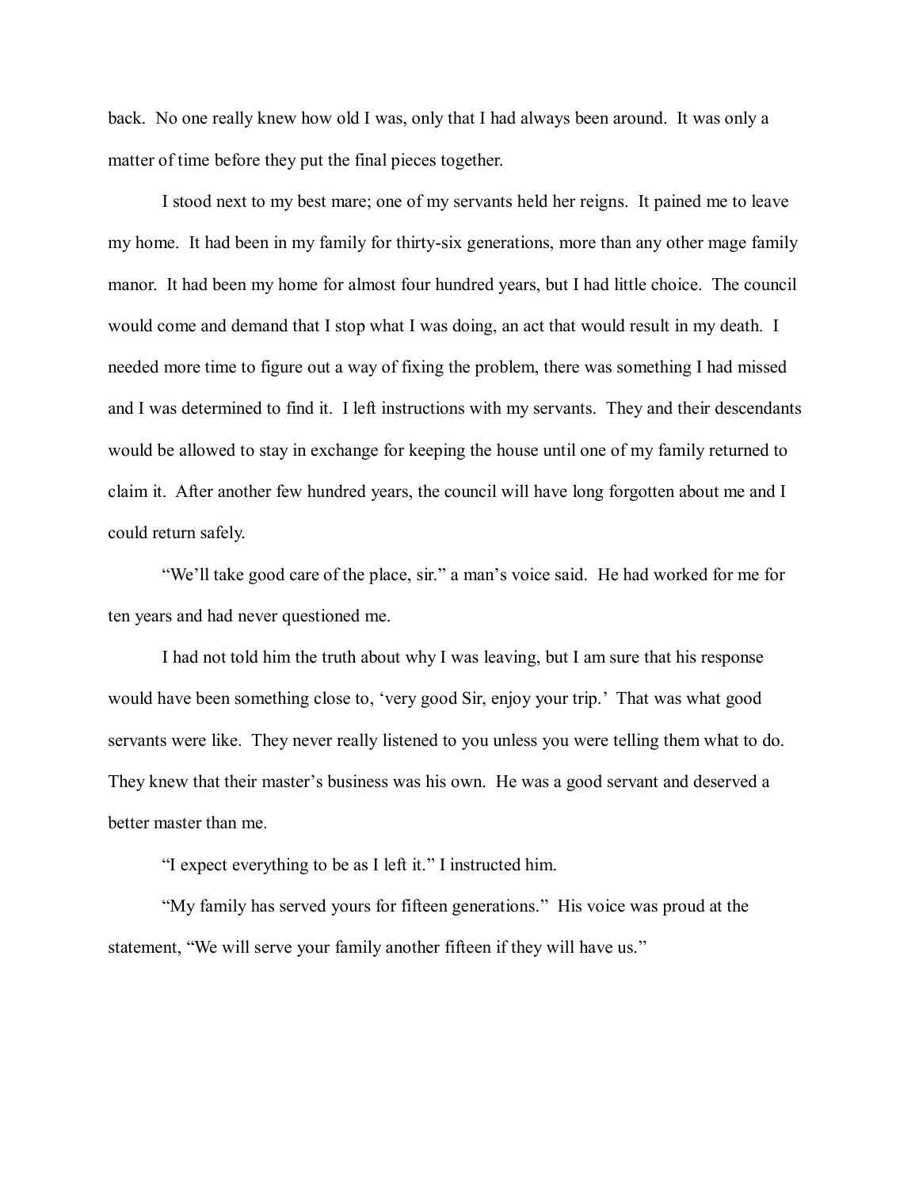back. No one really knew how old I was, only that I had always been around. It was only a matter of time before they put the final pieces together.

I stood next to my best mare; one of my servants held her reigns. It pained me to leave my home. It had been in my family for thirty-six generations, more than any other mage family manor. It had been my home for almost four hundred years, but I had little choice. The council would come and demand that I stop what I was doing, an act that would result in my death. I needed more time to figure out a way of fixing the problem, there was something I had missed and I was determined to find it. I left instructions with my servants. They and their descendants would be allowed to stay in exchange for keeping the house until one of my family returned to claim it. After another few hundred years, the council will have long forgotten about me and I could return safely.

"We'll take good care of the place, sir." a man's voice said. He had worked for me for ten years and had never questioned me.

I had not told him the truth about why I was leaving, but I am sure that his response would have been something close to, 'very good Sir, enjoy your trip.' That was what good servants were like. They never really listened to you unless you were telling them what to do. They knew that their master's business was his own. He was a good servant and deserved a better master than me.

"I expect everything to be as I left it." I instructed him.

"My family has served yours for fifteen generations." His voice was proud at the statement, "We will serve your family another fifteen if they will have us."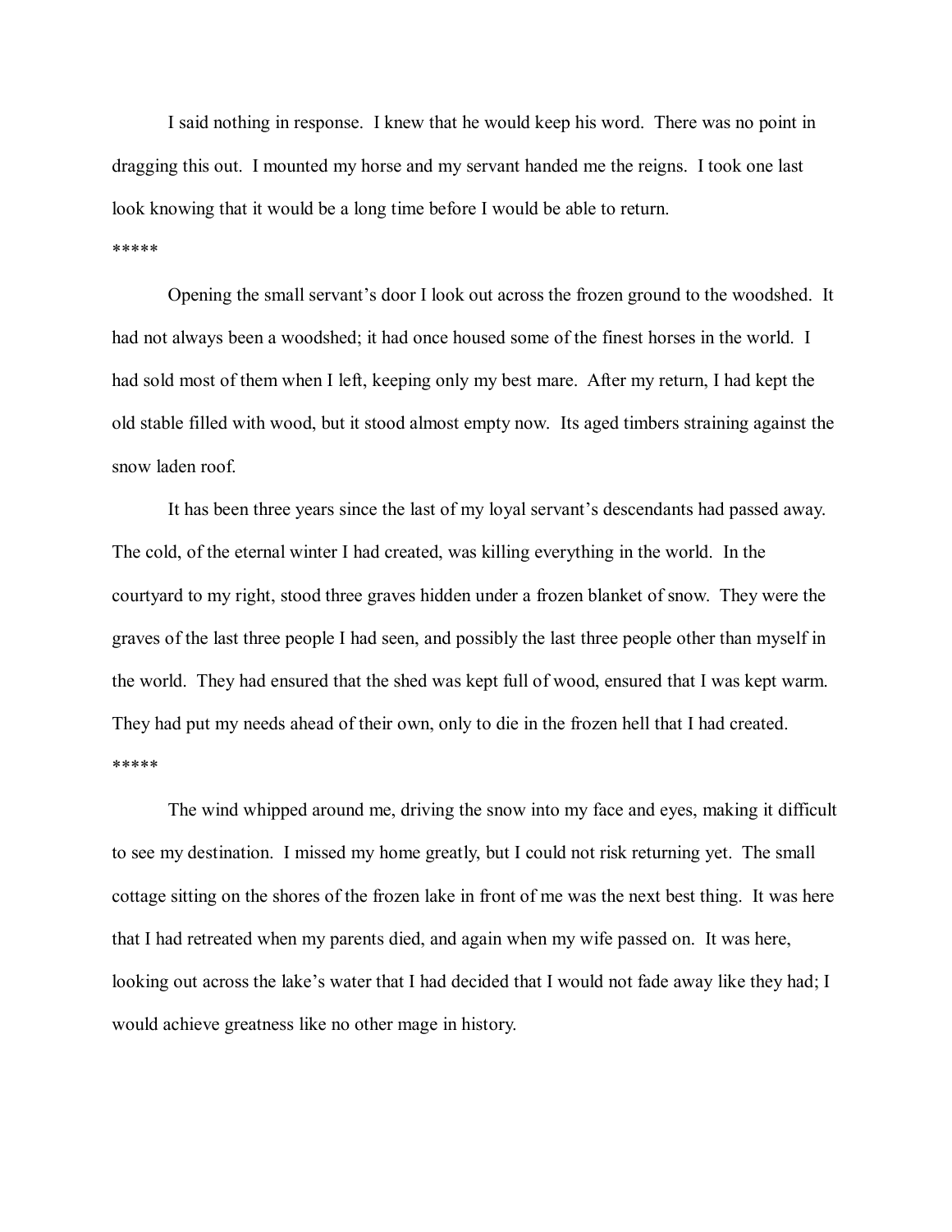I said nothing in response. I knew that he would keep his word. There was no point in dragging this out. I mounted my horse and my servant handed me the reigns. I took one last look knowing that it would be a long time before I would be able to return.

*****

Opening the small servant's door I look out across the frozen ground to the woodshed. It had not always been a woodshed; it had once housed some of the finest horses in the world. I had sold most of them when I left, keeping only my best mare. After my return, I had kept the old stable filled with wood, but it stood almost empty now. Its aged timbers straining against the snow laden roof.

It has been three years since the last of my loyal servant's descendants had passed away. The cold, of the eternal winter I had created, was killing everything in the world. In the courtyard to my right, stood three graves hidden under a frozen blanket of snow. They were the graves of the last three people I had seen, and possibly the last three people other than myself in the world. They had ensured that the shed was kept full of wood, ensured that I was kept warm. They had put my needs ahead of their own, only to die in the frozen hell that I had created.

*****

The wind whipped around me, driving the snow into my face and eyes, making it difficult to see my destination. I missed my home greatly, but I could not risk returning yet. The small cottage sitting on the shores of the frozen lake in front of me was the next best thing. It was here that I had retreated when my parents died, and again when my wife passed on. It was here, looking out across the lake's water that I had decided that I would not fade away like they had; I would achieve greatness like no other mage in history.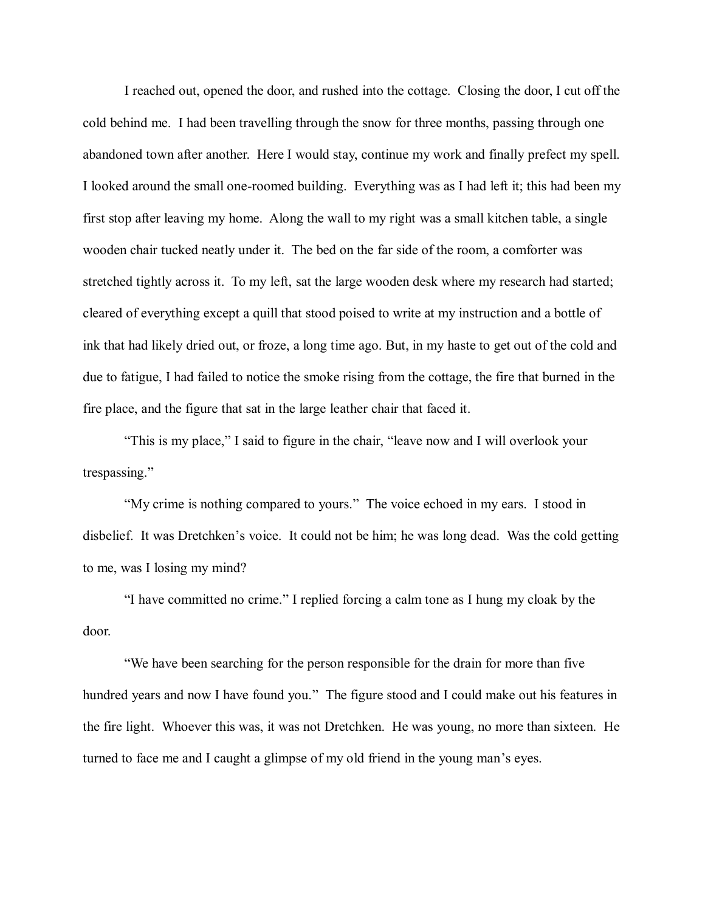I reached out, opened the door, and rushed into the cottage. Closing the door, I cut off the cold behind me. I had been travelling through the snow for three months, passing through one abandoned town after another. Here I would stay, continue my work and finally prefect my spell. I looked around the small one-roomed building. Everything was as I had left it; this had been my first stop after leaving my home. Along the wall to my right was a small kitchen table, a single wooden chair tucked neatly under it. The bed on the far side of the room, a comforter was stretched tightly across it. To my left, sat the large wooden desk where my research had started; cleared of everything except a quill that stood poised to write at my instruction and a bottle of ink that had likely dried out, or froze, a long time ago. But, in my haste to get out of the cold and due to fatigue, I had failed to notice the smoke rising from the cottage, the fire that burned in the fire place, and the figure that sat in the large leather chair that faced it.

"This is my place," I said to figure in the chair, "leave now and I will overlook your trespassing."

"My crime is nothing compared to yours." The voice echoed in my ears. I stood in disbelief. It was Dretchken's voice. It could not be him; he was long dead. Was the cold getting to me, was I losing my mind?

"I have committed no crime." I replied forcing a calm tone as I hung my cloak by the door.

"We have been searching for the person responsible for the drain for more than five hundred years and now I have found you." The figure stood and I could make out his features in the fire light. Whoever this was, it was not Dretchken. He was young, no more than sixteen. He turned to face me and I caught a glimpse of my old friend in the young man's eyes.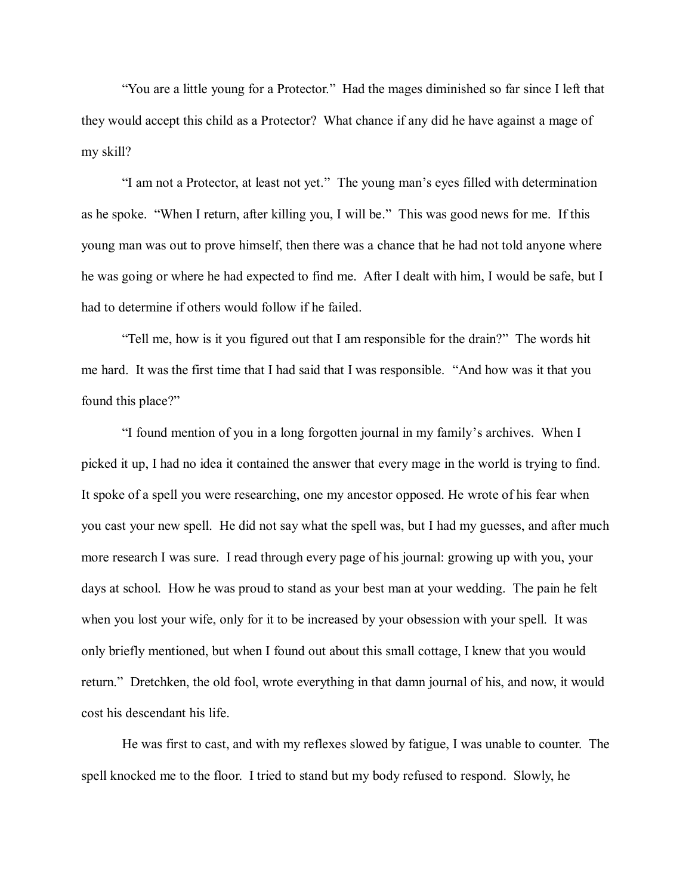"You are a little young for a Protector." Had the mages diminished so far since I left that they would accept this child as a Protector? What chance if any did he have against a mage of my skill?

"I am not a Protector, at least not yet." The young man's eyes filled with determination as he spoke. "When I return, after killing you, I will be." This was good news for me. If this young man was out to prove himself, then there was a chance that he had not told anyone where he was going or where he had expected to find me. After I dealt with him, I would be safe, but I had to determine if others would follow if he failed.

"Tell me, how is it you figured out that I am responsible for the drain?" The words hit me hard. It was the first time that I had said that I was responsible. "And how was it that you found this place?"

"I found mention of you in a long forgotten journal in my family's archives. When I picked it up, I had no idea it contained the answer that every mage in the world is trying to find. It spoke of a spell you were researching, one my ancestor opposed. He wrote of his fear when you cast your new spell. He did not say what the spell was, but I had my guesses, and after much more research I was sure. I read through every page of his journal: growing up with you, your days at school. How he was proud to stand as your best man at your wedding. The pain he felt when you lost your wife, only for it to be increased by your obsession with your spell. It was only briefly mentioned, but when I found out about this small cottage, I knew that you would return." Dretchken, the old fool, wrote everything in that damn journal of his, and now, it would cost his descendant his life.

He was first to cast, and with my reflexes slowed by fatigue, I was unable to counter. The spell knocked me to the floor. I tried to stand but my body refused to respond. Slowly, he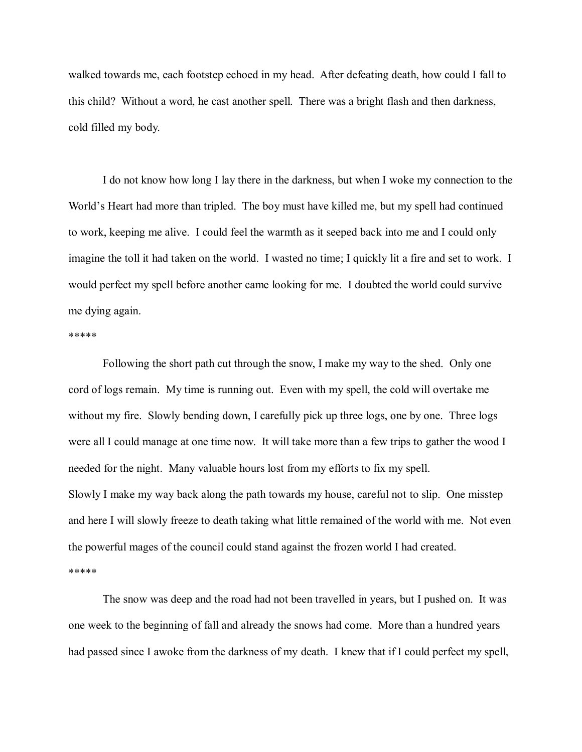walked towards me, each footstep echoed in my head. After defeating death, how could I fall to this child? Without a word, he cast another spell. There was a bright flash and then darkness, cold filled my body.

I do not know how long I lay there in the darkness, but when I woke my connection to the World's Heart had more than tripled. The boy must have killed me, but my spell had continued to work, keeping me alive. I could feel the warmth as it seeped back into me and I could only imagine the toll it had taken on the world. I wasted no time; I quickly lit a fire and set to work. I would perfect my spell before another came looking for me. I doubted the world could survive me dying again.

*****

Following the short path cut through the snow, I make my way to the shed. Only one cord of logs remain. My time is running out. Even with my spell, the cold will overtake me without my fire. Slowly bending down, I carefully pick up three logs, one by one. Three logs were all I could manage at one time now. It will take more than a few trips to gather the wood I needed for the night. Many valuable hours lost from my efforts to fix my spell.

Slowly I make my way back along the path towards my house, careful not to slip. One misstep and here I will slowly freeze to death taking what little remained of the world with me. Not even the powerful mages of the council could stand against the frozen world I had created.

*****

The snow was deep and the road had not been travelled in years, but I pushed on. It was one week to the beginning of fall and already the snows had come. More than a hundred years had passed since I awoke from the darkness of my death. I knew that if I could perfect my spell,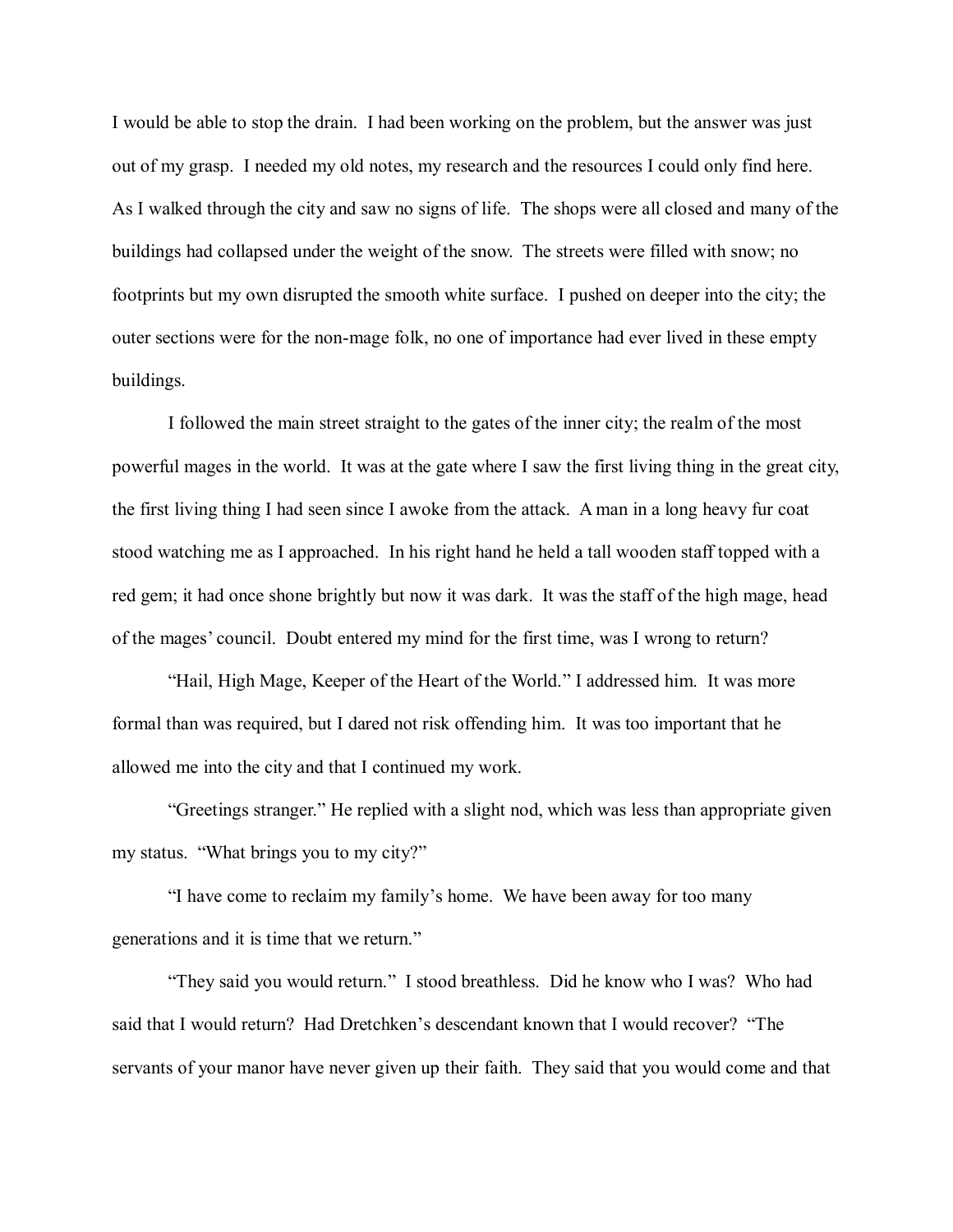I would be able to stop the drain. I had been working on the problem, but the answer was just out of my grasp. I needed my old notes, my research and the resources I could only find here. As I walked through the city and saw no signs of life. The shops were all closed and many of the buildings had collapsed under the weight of the snow. The streets were filled with snow; no footprints but my own disrupted the smooth white surface. I pushed on deeper into the city; the outer sections were for the non-mage folk, no one of importance had ever lived in these empty buildings.

I followed the main street straight to the gates of the inner city; the realm of the most powerful mages in the world. It was at the gate where I saw the first living thing in the great city, the first living thing I had seen since I awoke from the attack. A man in a long heavy fur coat stood watching me as I approached. In his right hand he held a tall wooden staff topped with a red gem; it had once shone brightly but now it was dark. It was the staff of the high mage, head of the mages' council. Doubt entered my mind for the first time, was I wrong to return?

"Hail, High Mage, Keeper of the Heart of the World." I addressed him. It was more formal than was required, but I dared not risk offending him. It was too important that he allowed me into the city and that I continued my work.

"Greetings stranger." He replied with a slight nod, which was less than appropriate given my status. "What brings you to my city?"

"I have come to reclaim my family's home. We have been away for too many generations and it is time that we return."

"They said you would return." I stood breathless. Did he know who I was? Who had said that I would return? Had Dretchken's descendant known that I would recover? "The servants of your manor have never given up their faith. They said that you would come and that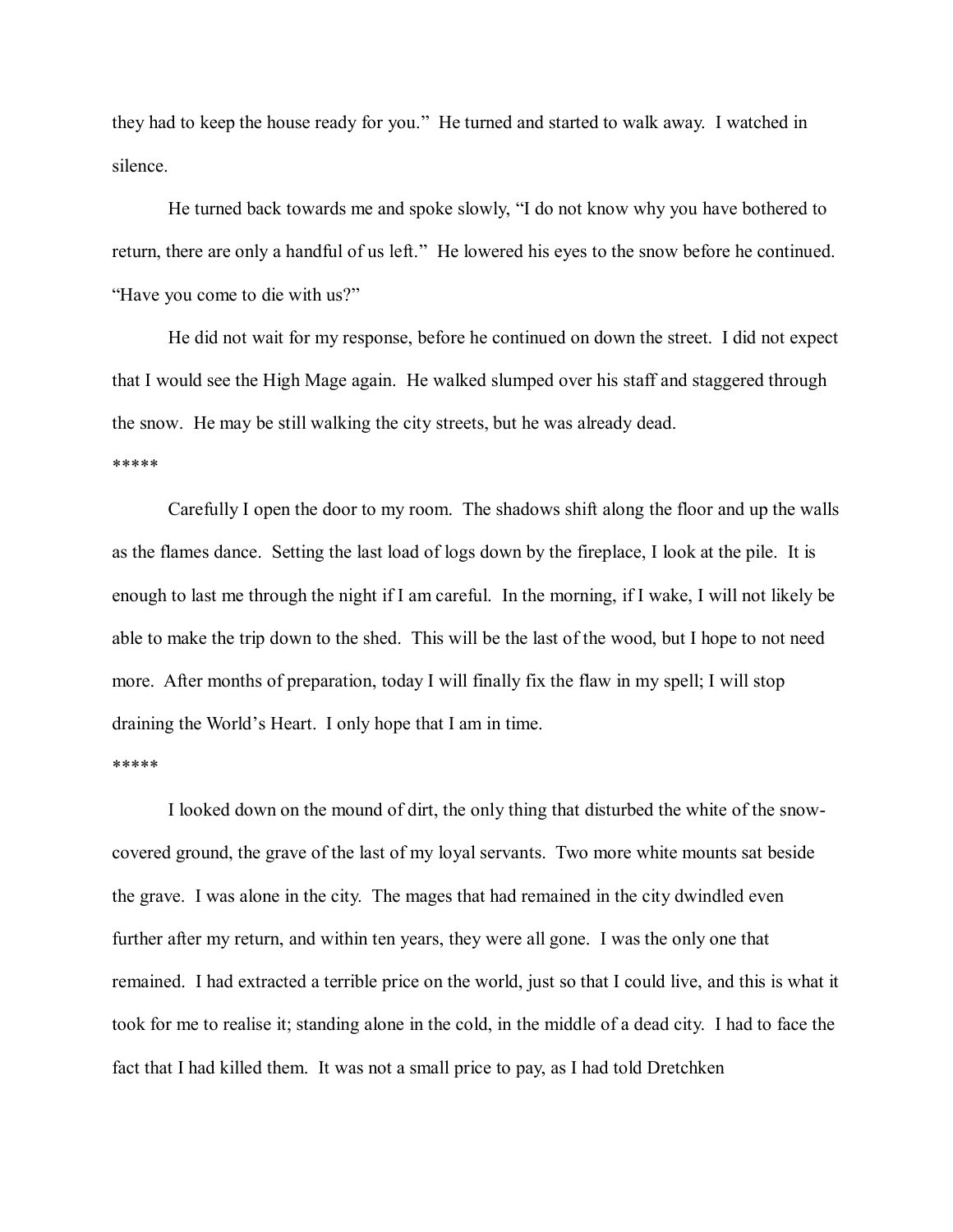they had to keep the house ready for you." He turned and started to walk away. I watched in silence.

He turned back towards me and spoke slowly, "I do not know why you have bothered to return, there are only a handful of us left." He lowered his eyes to the snow before he continued. "Have you come to die with us?"

He did not wait for my response, before he continued on down the street. I did not expect that I would see the High Mage again. He walked slumped over his staff and staggered through the snow. He may be still walking the city streets, but he was already dead.

*****

Carefully I open the door to my room. The shadows shift along the floor and up the walls as the flames dance. Setting the last load of logs down by the fireplace, I look at the pile. It is enough to last me through the night if I am careful. In the morning, if I wake, I will not likely be able to make the trip down to the shed. This will be the last of the wood, but I hope to not need more. After months of preparation, today I will finally fix the flaw in my spell; I will stop draining the World's Heart. I only hope that I am in time.

*****

I looked down on the mound of dirt, the only thing that disturbed the white of the snow-covered ground, the grave of the last of my loyal servants. Two more white mounts sat beside the grave. I was alone in the city. The mages that had remained in the city dwindled even further after my return, and within ten years, they were all gone. I was the only one that remained. I had extracted a terrible price on the world, just so that I could live, and this is what it took for me to realise it; standing alone in the cold, in the middle of a dead city. I had to face the fact that I had killed them. It was not a small price to pay, as I had told Dretchken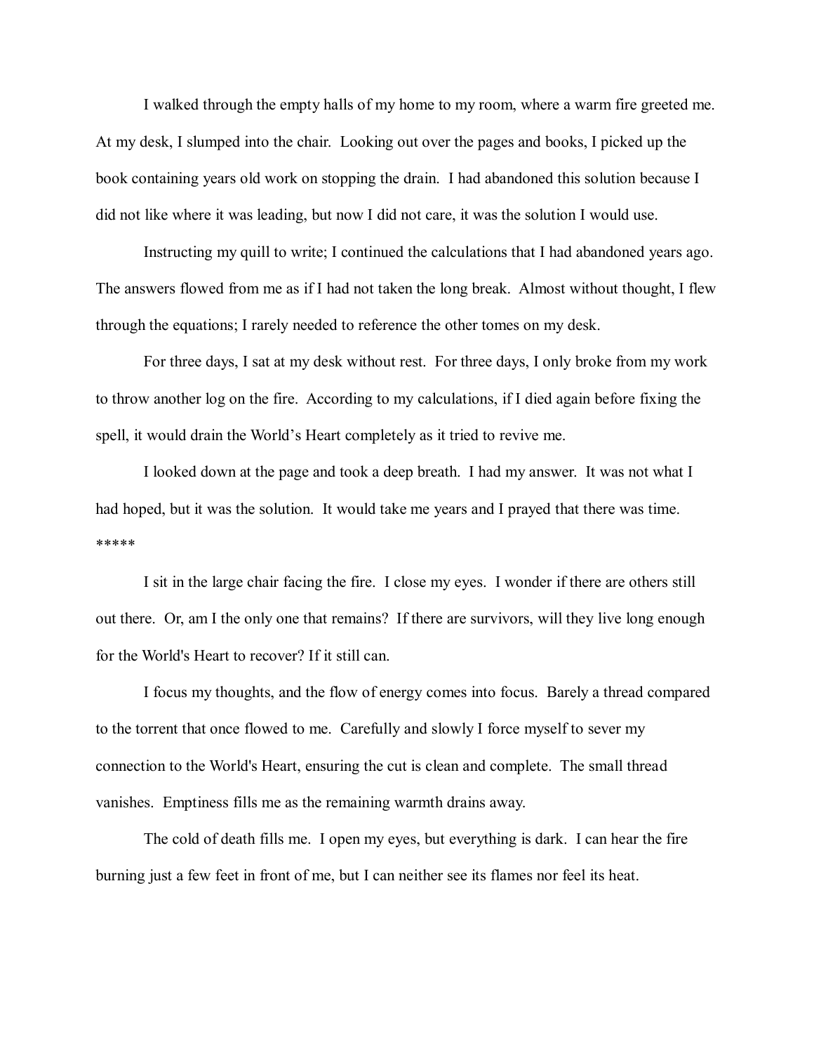I walked through the empty halls of my home to my room, where a warm fire greeted me. At my desk, I slumped into the chair. Looking out over the pages and books, I picked up the book containing years old work on stopping the drain. I had abandoned this solution because I did not like where it was leading, but now I did not care, it was the solution I would use.

Instructing my quill to write; I continued the calculations that I had abandoned years ago. The answers flowed from me as if I had not taken the long break. Almost without thought, I flew through the equations; I rarely needed to reference the other tomes on my desk.

For three days, I sat at my desk without rest. For three days, I only broke from my work to throw another log on the fire. According to my calculations, if I died again before fixing the spell, it would drain the World's Heart completely as it tried to revive me.

I looked down at the page and took a deep breath. I had my answer. It was not what I had hoped, but it was the solution. It would take me years and I prayed that there was time.

*****

I sit in the large chair facing the fire. I close my eyes. I wonder if there are others still out there. Or, am I the only one that remains? If there are survivors, will they live long enough for the World's Heart to recover? If it still can.

I focus my thoughts, and the flow of energy comes into focus. Barely a thread compared to the torrent that once flowed to me. Carefully and slowly I force myself to sever my connection to the World's Heart, ensuring the cut is clean and complete. The small thread vanishes. Emptiness fills me as the remaining warmth drains away.

The cold of death fills me. I open my eyes, but everything is dark. I can hear the fire burning just a few feet in front of me, but I can neither see its flames nor feel its heat.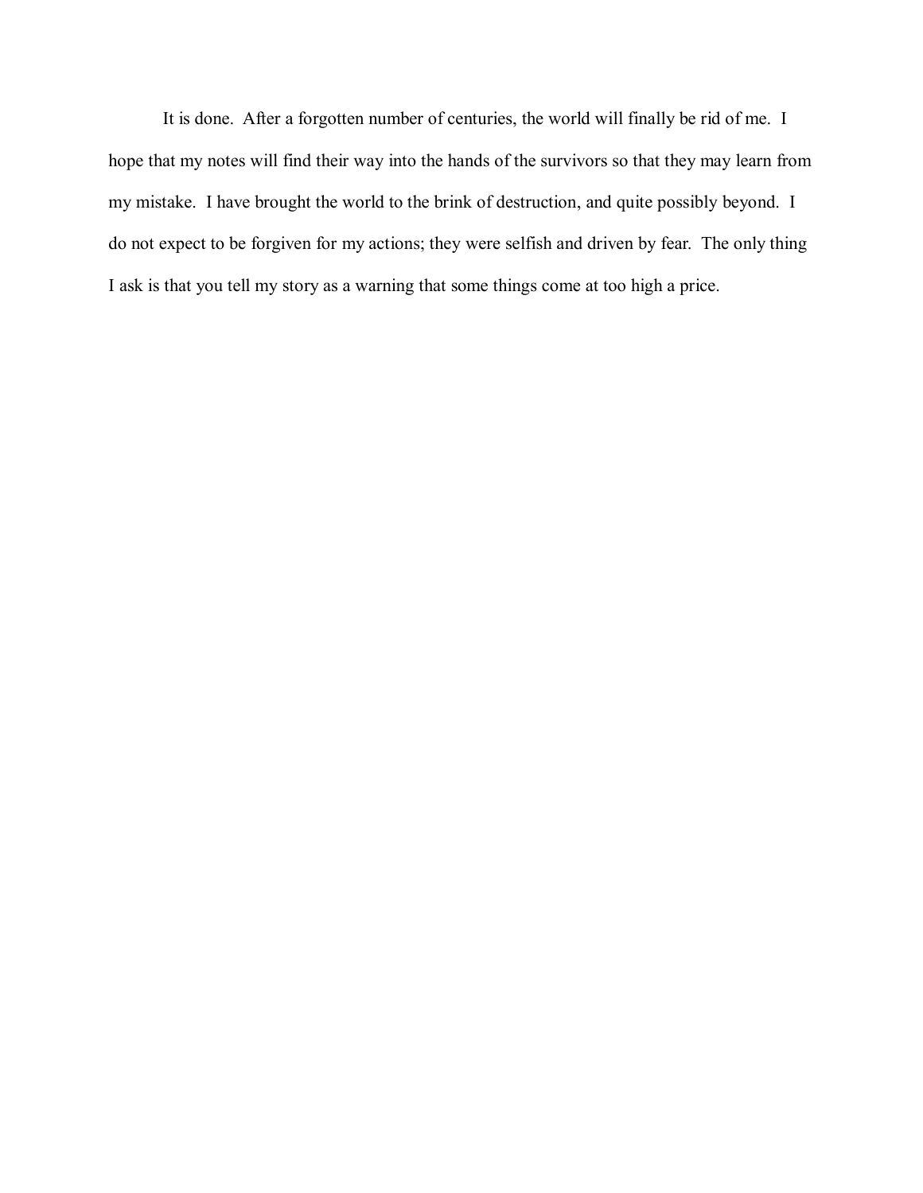It is done. After a forgotten number of centuries, the world will finally be rid of me. I hope that my notes will find their way into the hands of the survivors so that they may learn from my mistake. I have brought the world to the brink of destruction, and quite possibly beyond. I do not expect to be forgiven for my actions; they were selfish and driven by fear. The only thing I ask is that you tell my story as a warning that some things come at too high a price.